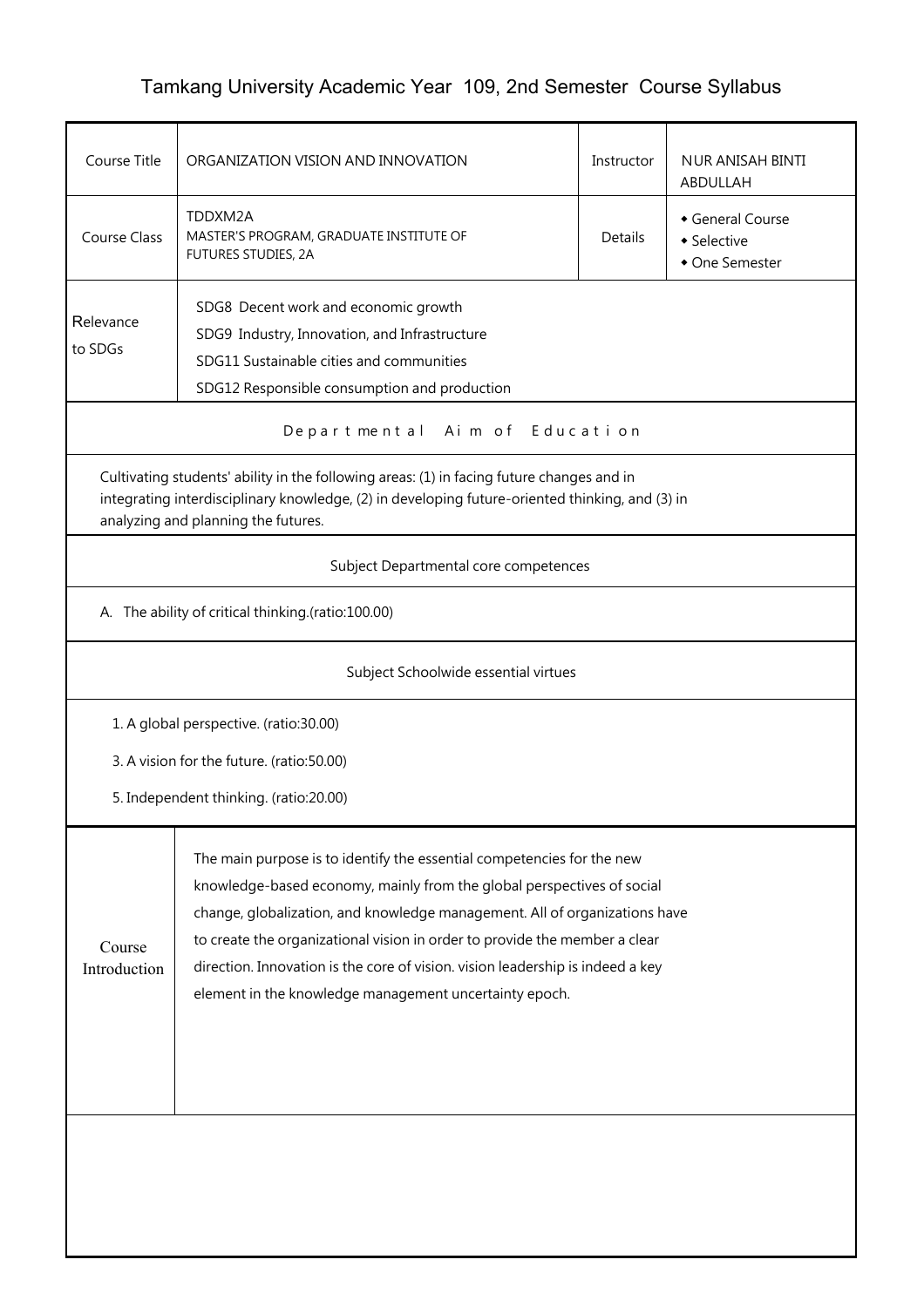# Tamkang University Academic Year 109, 2nd Semester Course Syllabus

| Course Title | ORGANIZATION VISION AND INNOVATION | Instructor | NUR ANISAH BINTI ABDULLAH |
|---|---|---|---|
| Course Class | TDDXM2A<br>MASTER'S PROGRAM, GRADUATE INSTITUTE OF FUTURES STUDIES, 2A | Details | ◆ General Course<br>◆ Selective<br>◆ One Semester |
| Relevance to SDGs | SDG8 Decent work and economic growth<br>SDG9 Industry, Innovation, and Infrastructure<br>SDG11 Sustainable cities and communities<br>SDG12 Responsible consumption and production | | |

## Departmental Aim of Education

Cultivating students' ability in the following areas: (1) in facing future changes and in integrating interdisciplinary knowledge, (2) in developing future-oriented thinking, and (3) in analyzing and planning the futures.

## Subject Departmental core competences

A. The ability of critical thinking.(ratio:100.00)

## Subject Schoolwide essential virtues

1. A global perspective. (ratio:30.00)

3. A vision for the future. (ratio:50.00)

5. Independent thinking. (ratio:20.00)

| Course Introduction | The main purpose is to identify the essential competencies for the new knowledge-based economy, mainly from the global perspectives of social change, globalization, and knowledge management. All of organizations have to create the organizational vision in order to provide the member a clear direction. Innovation is the core of vision. vision leadership is indeed a key element in the knowledge management uncertainty epoch. |
|---|---|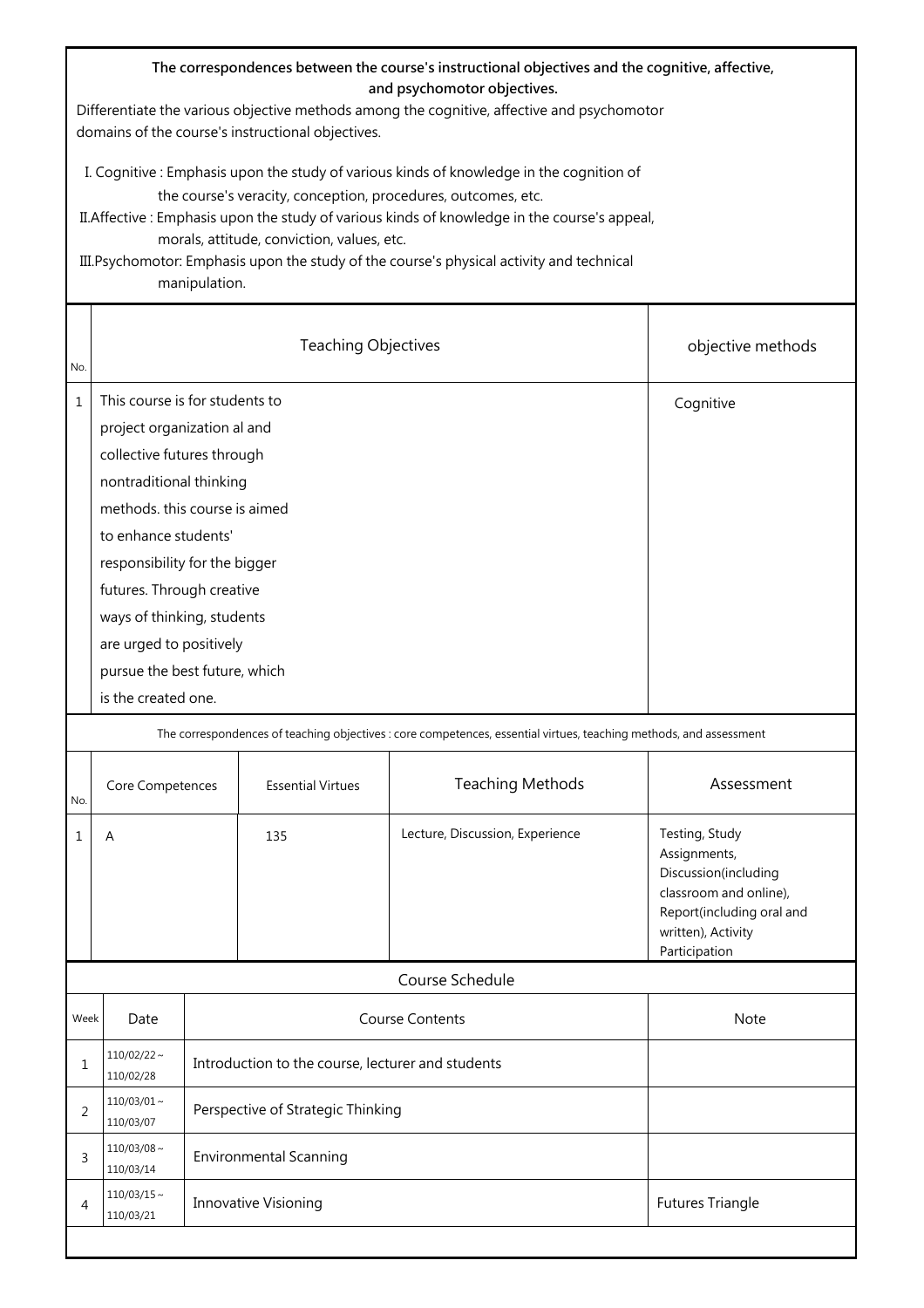**The correspondences between the course's instructional objectives and the cognitive, affective, and psychomotor objectives.**

Differentiate the various objective methods among the cognitive, affective and psychomotor domains of the course's instructional objectives.

I. Cognitive : Emphasis upon the study of various kinds of knowledge in the cognition of the course's veracity, conception, procedures, outcomes, etc.

II.Affective : Emphasis upon the study of various kinds of knowledge in the course's appeal, morals, attitude, conviction, values, etc.

III.Psychomotor: Emphasis upon the study of the course's physical activity and technical manipulation.

| No. | Teaching Objectives | objective methods |
|---|---|---|
| 1 | This course is for students to project organization al and collective futures through nontraditional thinking methods. this course is aimed to enhance students' responsibility for the bigger futures. Through creative ways of thinking, students are urged to positively pursue the best future, which is the created one. | Cognitive |

The correspondences of teaching objectives : core competences, essential virtues, teaching methods, and assessment

| No. | Core Competences | Essential Virtues | Teaching Methods | Assessment |
|---|---|---|---|---|
| 1 | A | 135 | Lecture, Discussion, Experience | Testing, Study Assignments, Discussion(including classroom and online), Report(including oral and written), Activity Participation |

Course Schedule

| Week | Date | Course Contents | Note |
|---|---|---|---|
| 1 | 110/02/22 ~ 110/02/28 | Introduction to the course, lecturer and students | |
| 2 | 110/03/01 ~ 110/03/07 | Perspective of Strategic Thinking | |
| 3 | 110/03/08 ~ 110/03/14 | Environmental Scanning | |
| 4 | 110/03/15 ~ 110/03/21 | Innovative Visioning | Futures Triangle |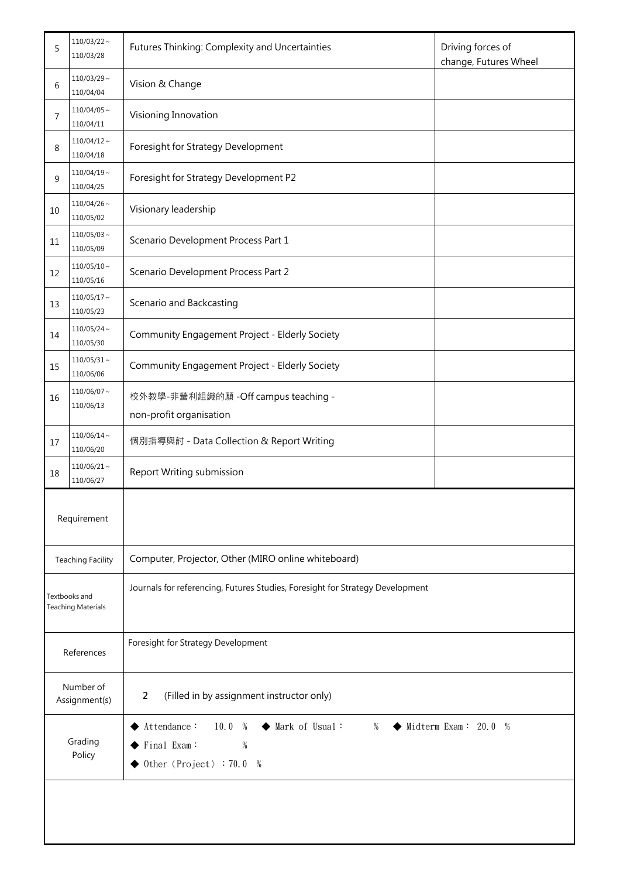| | | | |
|---|---|---|---|
| 5 | 110/03/22～110/03/28 | Futures Thinking: Complexity and Uncertainties | Driving forces of change, Futures Wheel |
| 6 | 110/03/29～110/04/04 | Vision & Change | |
| 7 | 110/04/05～110/04/11 | Visioning Innovation | |
| 8 | 110/04/12～110/04/18 | Foresight for Strategy Development | |
| 9 | 110/04/19～110/04/25 | Foresight for Strategy Development P2 | |
| 10 | 110/04/26～110/05/02 | Visionary leadership | |
| 11 | 110/05/03～110/05/09 | Scenario Development Process Part 1 | |
| 12 | 110/05/10～110/05/16 | Scenario Development Process Part 2 | |
| 13 | 110/05/17～110/05/23 | Scenario and Backcasting | |
| 14 | 110/05/24～110/05/30 | Community Engagement Project - Elderly Society | |
| 15 | 110/05/31～110/06/06 | Community Engagement Project - Elderly Society | |
| 16 | 110/06/07～110/06/13 | 校外教學-非營利組織的願 -Off campus teaching - non-profit organisation | |
| 17 | 110/06/14～110/06/20 | 個別指導與討 - Data Collection & Report Writing | |
| 18 | 110/06/21～110/06/27 | Report Writing submission | |

| | |
|---|---|
| Requirement | |
| Teaching Facility | Computer, Projector, Other (MIRO online whiteboard) |
| Textbooks and Teaching Materials | Journals for referencing, Futures Studies, Foresight for Strategy Development |
| References | Foresight for Strategy Development |
| Number of Assignment(s) | 2 (Filled in by assignment instructor only) |
| Grading Policy | ◆ Attendance： 10.0 % ◆ Mark of Usual： % ◆ Midterm Exam： 20.0 %<br>◆ Final Exam： %<br>◆ Other〈Project〉：70.0 % |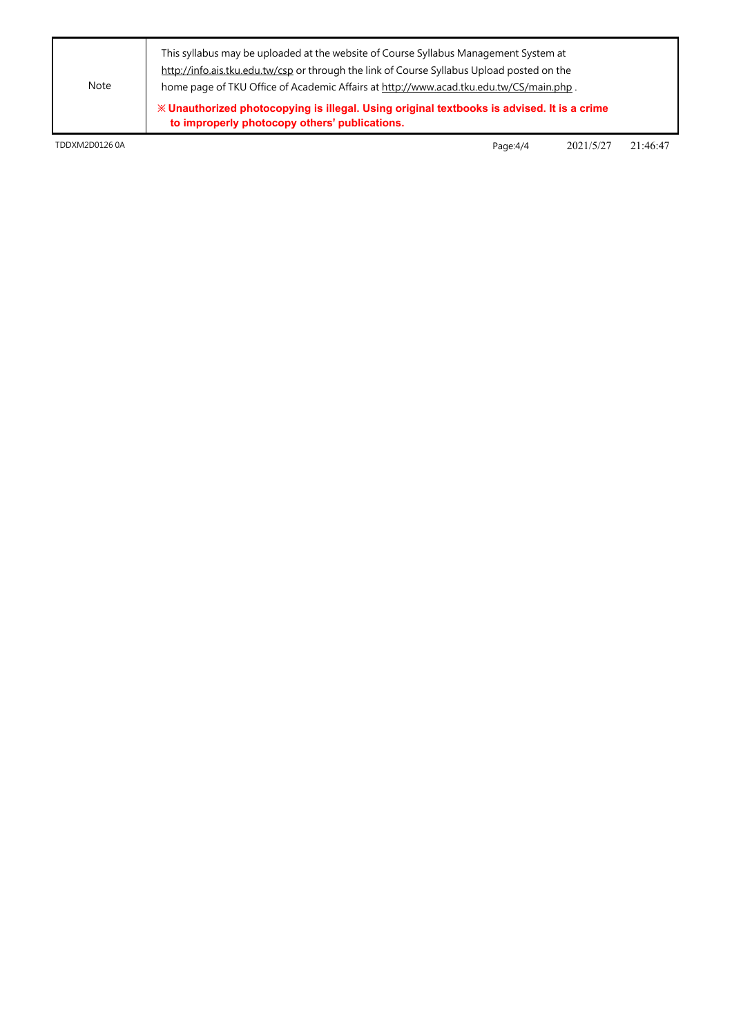| | |
|---|---|
| Note | This syllabus may be uploaded at the website of Course Syllabus Management System at http://info.ais.tku.edu.tw/csp or through the link of Course Syllabus Upload posted on the home page of TKU Office of Academic Affairs at http://www.acad.tku.edu.tw/CS/main.php .<br><br>**※ Unauthorized photocopying is illegal. Using original textbooks is advised. It is a crime to improperly photocopy others' publications.** |

TDDXM2D0126 0A

2021/5/27 21:46:47